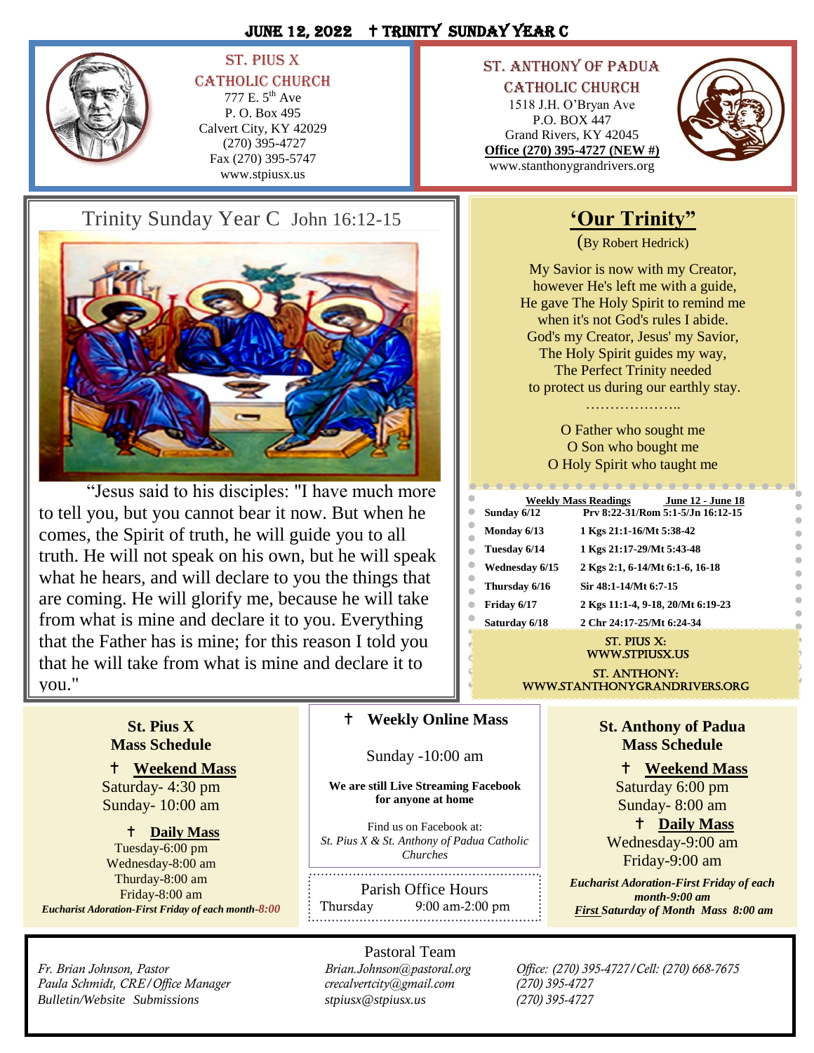# June 12, 2022 † Trinity Sunday Year C

## St. Pius X Catholic Church

777 E. 5th Ave
P. O. Box 495
Calvert City, KY 42029
(270) 395-4727
Fax (270) 395-5747
www.stpiusx.us

## St. Anthony of Padua Catholic Church

1518 J.H. O'Bryan Ave
P.O. BOX 447
Grand Rivers, KY 42045
**Office (270) 395-4727 (NEW #)**
www.stanthonygrandrivers.org

## Trinity Sunday Year C John 16:12-15

"Jesus said to his disciples: "I have much more to tell you, but you cannot bear it now. But when he comes, the Spirit of truth, he will guide you to all truth. He will not speak on his own, but he will speak what he hears, and will declare to you the things that are coming. He will glorify me, because he will take from what is mine and declare it to you. Everything that the Father has is mine; for this reason I told you that he will take from what is mine and declare it to you."

## 'Our Trinity"

(By Robert Hedrick)

My Savior is now with my Creator,
however He's left me with a guide,
He gave The Holy Spirit to remind me
when it's not God's rules I abide.
God's my Creator, Jesus' my Savior,
The Holy Spirit guides my way,
The Perfect Trinity needed
to protect us during our earthly stay.

………………..

O Father who sought me
O Son who bought me
O Holy Spirit who taught me

| Weekly Mass Readings | June 12 - June 18 |
|---|---|
| Sunday 6/12 | Prv 8:22-31/Rom 5:1-5/Jn 16:12-15 |
| Monday 6/13 | 1 Kgs 21:1-16/Mt 5:38-42 |
| Tuesday 6/14 | 1 Kgs 21:17-29/Mt 5:43-48 |
| Wednesday 6/15 | 2 Kgs 2:1, 6-14/Mt 6:1-6, 16-18 |
| Thursday 6/16 | Sir 48:1-14/Mt 6:7-15 |
| Friday 6/17 | 2 Kgs 11:1-4, 9-18, 20/Mt 6:19-23 |
| Saturday 6/18 | 2 Chr 24:17-25/Mt 6:24-34 |

St. Pius X: www.stpiusx.us

St. Anthony: www.stanthonygrandrivers.org

### St. Pius X Mass Schedule

† **Weekend Mass**
Saturday- 4:30 pm
Sunday- 10:00 am

† **Daily Mass**
Tuesday-6:00 pm
Wednesday-8:00 am
Thurday-8:00 am
Friday-8:00 am
***Eucharist Adoration-First Friday of each month-8:00***

### † Weekly Online Mass

Sunday -10:00 am

**We are still Live Streaming Facebook for anyone at home**

Find us on Facebook at:
*St. Pius X & St. Anthony of Padua Catholic Churches*

### Parish Office Hours

Thursday 9:00 am-2:00 pm

### St. Anthony of Padua Mass Schedule

† **Weekend Mass**
Saturday 6:00 pm
Sunday- 8:00 am

† **Daily Mass**
Wednesday-9:00 am
Friday-9:00 am

***Eucharist Adoration-First Friday of each month-9:00 am***
***First Saturday of Month Mass 8:00 am***

### Pastoral Team

| | | |
|---|---|---|
| *Fr. Brian Johnson, Pastor* | *Brian.Johnson@pastoral.org* | *Office: (270) 395-4727/Cell: (270) 668-7675* |
| *Paula Schmidt, CRE/Office Manager* | *crecalvertcity@gmail.com* | *(270) 395-4727* |
| *Bulletin/Website Submissions* | *stpiusx@stpiusx.us* | *(270) 395-4727* |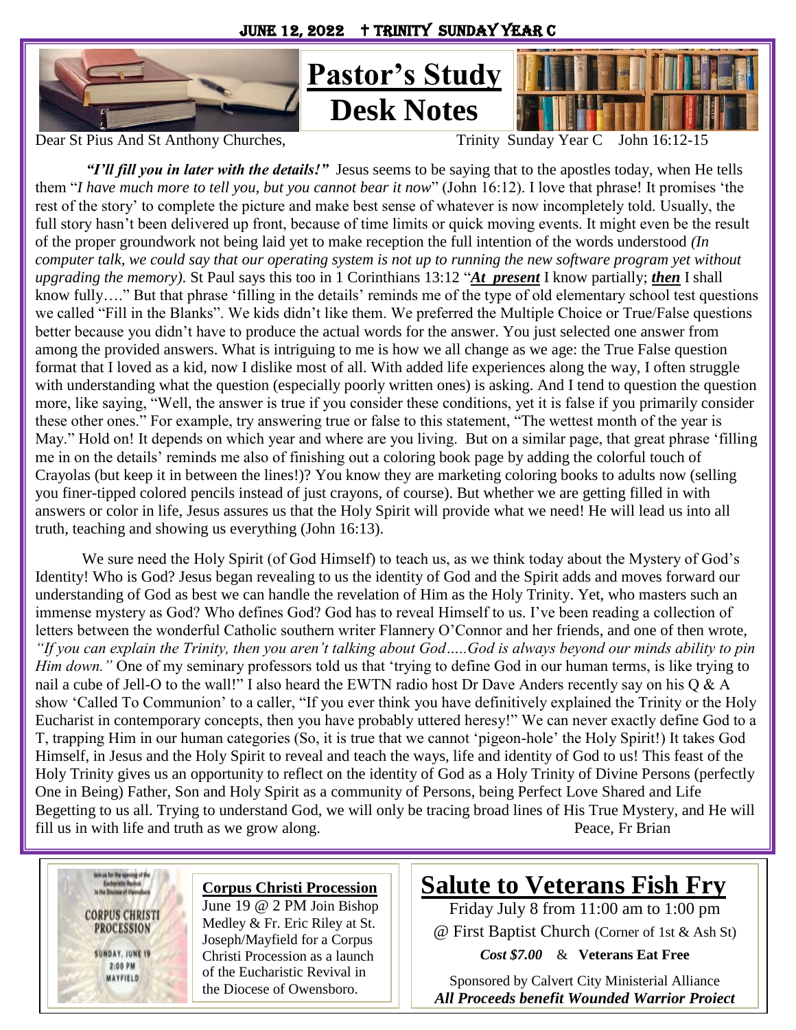JUNE 12, 2022 † TRINITY SUNDAY YEAR C

# Pastor's Study Desk Notes

Dear St Pius And St Anthony Churches, Trinity Sunday Year C John 16:12-15

***"I'll fill you in later with the details!"*** Jesus seems to be saying that to the apostles today, when He tells them "*I have much more to tell you, but you cannot bear it now*" (John 16:12). I love that phrase! It promises 'the rest of the story' to complete the picture and make best sense of whatever is now incompletely told. Usually, the full story hasn't been delivered up front, because of time limits or quick moving events. It might even be the result of the proper groundwork not being laid yet to make reception the full intention of the words understood *(In computer talk, we could say that our operating system is not up to running the new software program yet without upgrading the memory)*. St Paul says this too in 1 Corinthians 13:12 "***At present*** I know partially; ***then*** I shall know fully…." But that phrase 'filling in the details' reminds me of the type of old elementary school test questions we called "Fill in the Blanks". We kids didn't like them. We preferred the Multiple Choice or True/False questions better because you didn't have to produce the actual words for the answer. You just selected one answer from among the provided answers. What is intriguing to me is how we all change as we age: the True False question format that I loved as a kid, now I dislike most of all. With added life experiences along the way, I often struggle with understanding what the question (especially poorly written ones) is asking. And I tend to question the question more, like saying, "Well, the answer is true if you consider these conditions, yet it is false if you primarily consider these other ones." For example, try answering true or false to this statement, "The wettest month of the year is May." Hold on! It depends on which year and where are you living. But on a similar page, that great phrase 'filling me in on the details' reminds me also of finishing out a coloring book page by adding the colorful touch of Crayolas (but keep it in between the lines!)? You know they are marketing coloring books to adults now (selling you finer-tipped colored pencils instead of just crayons, of course). But whether we are getting filled in with answers or color in life, Jesus assures us that the Holy Spirit will provide what we need! He will lead us into all truth, teaching and showing us everything (John 16:13).

We sure need the Holy Spirit (of God Himself) to teach us, as we think today about the Mystery of God's Identity! Who is God? Jesus began revealing to us the identity of God and the Spirit adds and moves forward our understanding of God as best we can handle the revelation of Him as the Holy Trinity. Yet, who masters such an immense mystery as God? Who defines God? God has to reveal Himself to us. I've been reading a collection of letters between the wonderful Catholic southern writer Flannery O'Connor and her friends, and one of then wrote, *"If you can explain the Trinity, then you aren't talking about God…..God is always beyond our minds ability to pin Him down."* One of my seminary professors told us that 'trying to define God in our human terms, is like trying to nail a cube of Jell-O to the wall!" I also heard the EWTN radio host Dr Dave Anders recently say on his Q & A show 'Called To Communion' to a caller, "If you ever think you have definitively explained the Trinity or the Holy Eucharist in contemporary concepts, then you have probably uttered heresy!" We can never exactly define God to a T, trapping Him in our human categories (So, it is true that we cannot 'pigeon-hole' the Holy Spirit!) It takes God Himself, in Jesus and the Holy Spirit to reveal and teach the ways, life and identity of God to us! This feast of the Holy Trinity gives us an opportunity to reflect on the identity of God as a Holy Trinity of Divine Persons (perfectly One in Being) Father, Son and Holy Spirit as a community of Persons, being Perfect Love Shared and Life Begetting to us all. Trying to understand God, we will only be tracing broad lines of His True Mystery, and He will fill us in with life and truth as we grow along. Peace, Fr Brian

**Corpus Christi Procession**
June 19 @ 2 PM Join Bishop Medley & Fr. Eric Riley at St. Joseph/Mayfield for a Corpus Christi Procession as a launch of the Eucharistic Revival in the Diocese of Owensboro.

## Salute to Veterans Fish Fry

Friday July 8 from 11:00 am to 1:00 pm

@ First Baptist Church (Corner of 1st & Ash St)

***Cost $7.00*** & **Veterans Eat Free**

Sponsored by Calvert City Ministerial Alliance

***All Proceeds benefit Wounded Warrior Project***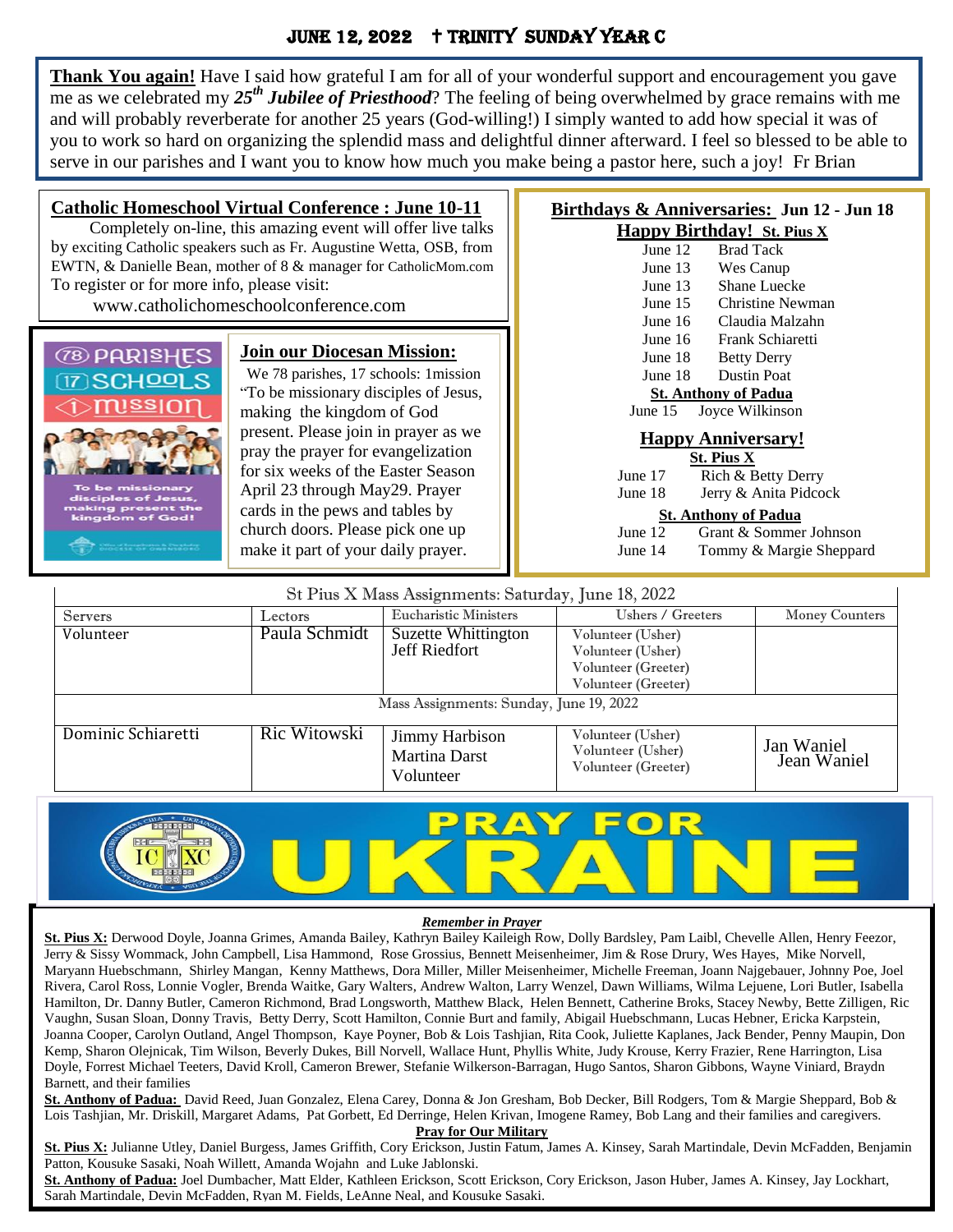# JUNE 12, 2022 † TRINITY SUNDAY YEAR C

**Thank You again!** Have I said how grateful I am for all of your wonderful support and encouragement you gave me as we celebrated my ***25th Jubilee of Priesthood***? The feeling of being overwhelmed by grace remains with me and will probably reverberate for another 25 years (God-willing!) I simply wanted to add how special it was of you to work so hard on organizing the splendid mass and delightful dinner afterward. I feel so blessed to be able to serve in our parishes and I want you to know how much you make being a pastor here, such a joy! Fr Brian

## Catholic Homeschool Virtual Conference : June 10-11

Completely on-line, this amazing event will offer live talks by exciting Catholic speakers such as Fr. Augustine Wetta, OSB, from EWTN, & Danielle Bean, mother of 8 & manager for CatholicMom.com To register or for more info, please visit:

www.catholichomeschoolconference.com

## Join our Diocesan Mission:

We 78 parishes, 17 schools: 1mission "To be missionary disciples of Jesus, making the kingdom of God present. Please join in prayer as we pray the prayer for evangelization for six weeks of the Easter Season April 23 through May29. Prayer cards in the pews and tables by church doors. Please pick one up make it part of your daily prayer.

## Birthdays & Anniversaries: Jun 12 - Jun 18

### Happy Birthday! St. Pius X

June 12 Brad Tack
June 13 Wes Canup
June 13 Shane Luecke
June 15 Christine Newman
June 16 Claudia Malzahn
June 16 Frank Schiaretti
June 18 Betty Derry
June 18 Dustin Poat

**St. Anthony of Padua**

June 15 Joyce Wilkinson

### Happy Anniversary!

**St. Pius X**

June 17 Rich & Betty Derry
June 18 Jerry & Anita Pidcock

**St. Anthony of Padua**

June 12 Grant & Sommer Johnson
June 14 Tommy & Margie Sheppard

**St Pius X Mass Assignments: Saturday, June 18, 2022**

| Servers | Lectors | Eucharistic Ministers | Ushers / Greeters | Money Counters |
|---|---|---|---|---|
| Volunteer | Paula Schmidt | Suzette Whittington<br>Jeff Riedfort | Volunteer (Usher)<br>Volunteer (Usher)<br>Volunteer (Greeter)<br>Volunteer (Greeter) | |
| **Mass Assignments: Sunday, June 19, 2022** | | | | |
| Dominic Schiaretti | Ric Witowski | Jimmy Harbison<br>Martina Darst<br>Volunteer | Volunteer (Usher)<br>Volunteer (Usher)<br>Volunteer (Greeter) | Jan Waniel<br>Jean Waniel |

PRAY FOR UKRAINE

***Remember in Prayer***

**St. Pius X:** Derwood Doyle, Joanna Grimes, Amanda Bailey, Kathryn Bailey Kaileigh Row, Dolly Bardsley, Pam Laibl, Chevelle Allen, Henry Feezor, Jerry & Sissy Wommack, John Campbell, Lisa Hammond, Rose Grossius, Bennett Meisenheimer, Jim & Rose Drury, Wes Hayes, Mike Norvell, Maryann Huebschmann, Shirley Mangan, Kenny Matthews, Dora Miller, Miller Meisenheimer, Michelle Freeman, Joann Najgebauer, Johnny Poe, Joel Rivera, Carol Ross, Lonnie Vogler, Brenda Waitke, Gary Walters, Andrew Walton, Larry Wenzel, Dawn Williams, Wilma Lejuene, Lori Butler, Isabella Hamilton, Dr. Danny Butler, Cameron Richmond, Brad Longsworth, Matthew Black, Helen Bennett, Catherine Broks, Stacey Newby, Bette Zilligen, Ric Vaughn, Susan Sloan, Donny Travis, Betty Derry, Scott Hamilton, Connie Burt and family, Abigail Huebschmann, Lucas Hebner, Ericka Karpstein, Joanna Cooper, Carolyn Outland, Angel Thompson, Kaye Poyner, Bob & Lois Tashjian, Rita Cook, Juliette Kaplanes, Jack Bender, Penny Maupin, Don Kemp, Sharon Olejnicak, Tim Wilson, Beverly Dukes, Bill Norvell, Wallace Hunt, Phyllis White, Judy Krouse, Kerry Frazier, Rene Harrington, Lisa Doyle, Forrest Michael Teeters, David Kroll, Cameron Brewer, Stefanie Wilkerson-Barragan, Hugo Santos, Sharon Gibbons, Wayne Viniard, Braydn Barnett, and their families

**St. Anthony of Padua:** David Reed, Juan Gonzalez, Elena Carey, Donna & Jon Gresham, Bob Decker, Bill Rodgers, Tom & Margie Sheppard, Bob & Lois Tashjian, Mr. Driskill, Margaret Adams, Pat Gorbett, Ed Derringe, Helen Krivan, Imogene Ramey, Bob Lang and their families and caregivers.

**Pray for Our Military**

**St. Pius X:** Julianne Utley, Daniel Burgess, James Griffith, Cory Erickson, Justin Fatum, James A. Kinsey, Sarah Martindale, Devin McFadden, Benjamin Patton, Kousuke Sasaki, Noah Willett, Amanda Wojahn and Luke Jablonski.

**St. Anthony of Padua:** Joel Dumbacher, Matt Elder, Kathleen Erickson, Scott Erickson, Cory Erickson, Jason Huber, James A. Kinsey, Jay Lockhart, Sarah Martindale, Devin McFadden, Ryan M. Fields, LeAnne Neal, and Kousuke Sasaki.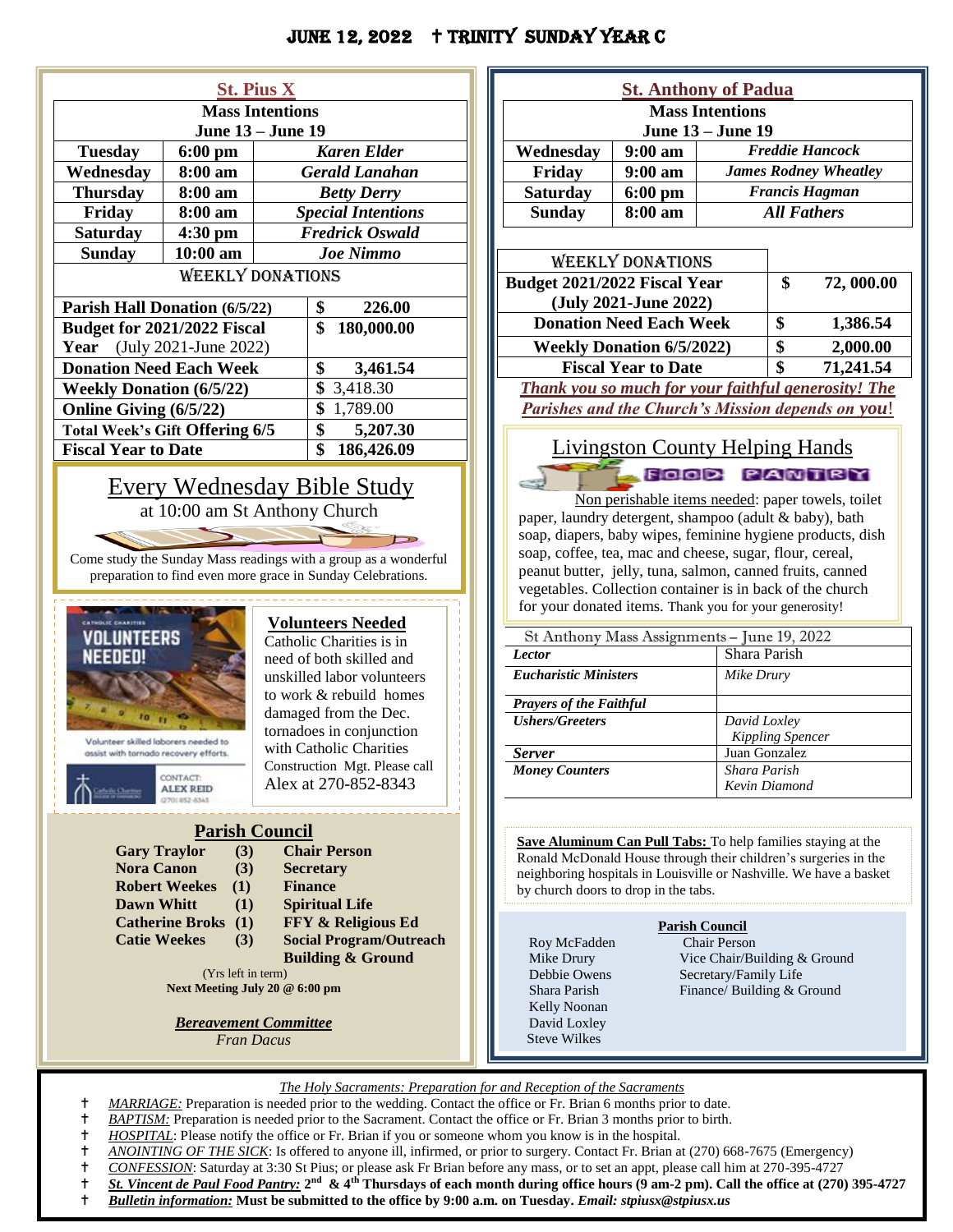# JUNE 12, 2022 † TRINITY SUNDAY YEAR C

## St. Pius X

| Mass Intentions June 13 – June 19 | | |
|---|---|---|
| Tuesday | 6:00 pm | *Karen Elder* |
| Wednesday | 8:00 am | *Gerald Lanahan* |
| Thursday | 8:00 am | *Betty Derry* |
| Friday | 8:00 am | *Special Intentions* |
| Saturday | 4:30 pm | *Fredrick Oswald* |
| Sunday | 10:00 am | *Joe Nimmo* |

| WEEKLY DONATIONS | |
|---|---|
| **Parish Hall Donation (6/5/22)** | **$ 226.00** |
| **Budget for 2021/2022 Fiscal Year** (July 2021-June 2022) | **$ 180,000.00** |
| **Donation Need Each Week** | **$ 3,461.54** |
| **Weekly Donation (6/5/22)** | $ 3,418.30 |
| **Online Giving (6/5/22)** | $ 1,789.00 |
| **Total Week's Gift Offering 6/5** | **$ 5,207.30** |
| **Fiscal Year to Date** | **$ 186,426.09** |

## Every Wednesday Bible Study

at 10:00 am St Anthony Church

Come study the Sunday Mass readings with a group as a wonderful preparation to find even more grace in Sunday Celebrations.

**Volunteers Needed**

Catholic Charities is in need of both skilled and unskilled labor volunteers to work & rebuild homes damaged from the Dec. tornadoes in conjunction with Catholic Charities Construction Mgt. Please call Alex at 270-852-8343

## Parish Council

| | | |
|---|---|---|
| **Gary Traylor** | **(3)** | **Chair Person** |
| **Nora Canon** | **(3)** | **Secretary** |
| **Robert Weekes** | **(1)** | **Finance** |
| **Dawn Whitt** | **(1)** | **Spiritual Life** |
| **Catherine Broks** | **(1)** | **FFY & Religious Ed** |
| **Catie Weekes** | **(3)** | **Social Program/Outreach** |
| | | **Building & Ground** |

(Yrs left in term)

**Next Meeting July 20 @ 6:00 pm**

***Bereavement Committee***

*Fran Dacus*

## St. Anthony of Padua

| Mass Intentions June 13 – June 19 | | |
|---|---|---|
| Wednesday | 9:00 am | *Freddie Hancock* |
| Friday | 9:00 am | *James Rodney Wheatley* |
| Saturday | 6:00 pm | *Francis Hagman* |
| Sunday | 8:00 am | *All Fathers* |

| WEEKLY DONATIONS | |
|---|---|
| **Budget 2021/2022 Fiscal Year (July 2021-June 2022)** | **$ 72, 000.00** |
| **Donation Need Each Week** | **$ 1,386.54** |
| **Weekly Donation 6/5/2022)** | **$ 2,000.00** |
| **Fiscal Year to Date** | **$ 71,241.54** |

***Thank you so much for your faithful generosity! The Parishes and the Church's Mission depends on you!***

## Livingston County Helping Hands

FOOD PANTRY

Non perishable items needed: paper towels, toilet paper, laundry detergent, shampoo (adult & baby), bath soap, diapers, baby wipes, feminine hygiene products, dish soap, coffee, tea, mac and cheese, sugar, flour, cereal, peanut butter, jelly, tuna, salmon, canned fruits, canned vegetables. Collection container is in back of the church for your donated items. Thank you for your generosity!

| St Anthony Mass Assignments – June 19, 2022 | |
|---|---|
| ***Lector*** | Shara Parish |
| ***Eucharistic Ministers*** | *Mike Drury* |
| ***Prayers of the Faithful*** | |
| ***Ushers/Greeters*** | *David Loxley* *Kippling Spencer* |
| ***Server*** | Juan Gonzalez |
| ***Money Counters*** | *Shara Parish* *Kevin Diamond* |

**Save Aluminum Can Pull Tabs:** To help families staying at the Ronald McDonald House through their children's surgeries in the neighboring hospitals in Louisville or Nashville. We have a basket by church doors to drop in the tabs.

**Parish Council**

| | |
|---|---|
| Roy McFadden | Chair Person |
| Mike Drury | Vice Chair/Building & Ground |
| Debbie Owens | Secretary/Family Life |
| Shara Parish | Finance/ Building & Ground |
| Kelly Noonan | |
| David Loxley | |
| Steve Wilkes | |

*The Holy Sacraments: Preparation for and Reception of the Sacraments*

- † *MARRIAGE:* Preparation is needed prior to the wedding. Contact the office or Fr. Brian 6 months prior to date.
- † *BAPTISM:* Preparation is needed prior to the Sacrament. Contact the office or Fr. Brian 3 months prior to birth.
- † *HOSPITAL*: Please notify the office or Fr. Brian if you or someone whom you know is in the hospital.
- † *ANOINTING OF THE SICK*: Is offered to anyone ill, infirmed, or prior to surgery. Contact Fr. Brian at (270) 668-7675 (Emergency)
- † *CONFESSION*: Saturday at 3:30 St Pius; or please ask Fr Brian before any mass, or to set an appt, please call him at 270-395-4727
- † ***St. Vincent de Paul Food Pantry:*** **2nd & 4th Thursdays of each month during office hours (9 am-2 pm). Call the office at (270) 395-4727**
- † ***Bulletin information:*** **Must be submitted to the office by 9:00 a.m. on Tuesday.** ***Email: stpiusx@stpiusx.us***